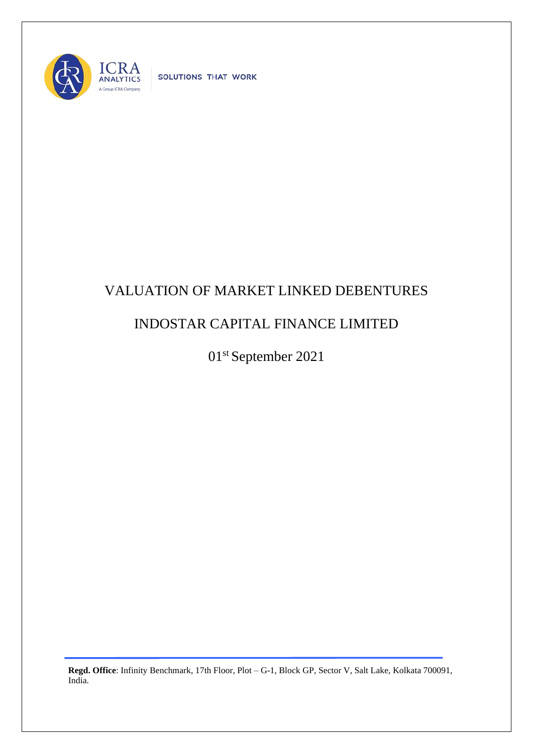ICRA ANALYTICS

A Group ICRA Company

SOLUTIONS THAT WORK

# VALUATION OF MARKET LINKED DEBENTURES

# INDOSTAR CAPITAL FINANCE LIMITED

01st September 2021

**Regd. Office**: Infinity Benchmark, 17th Floor, Plot – G-1, Block GP, Sector V, Salt Lake, Kolkata 700091, India.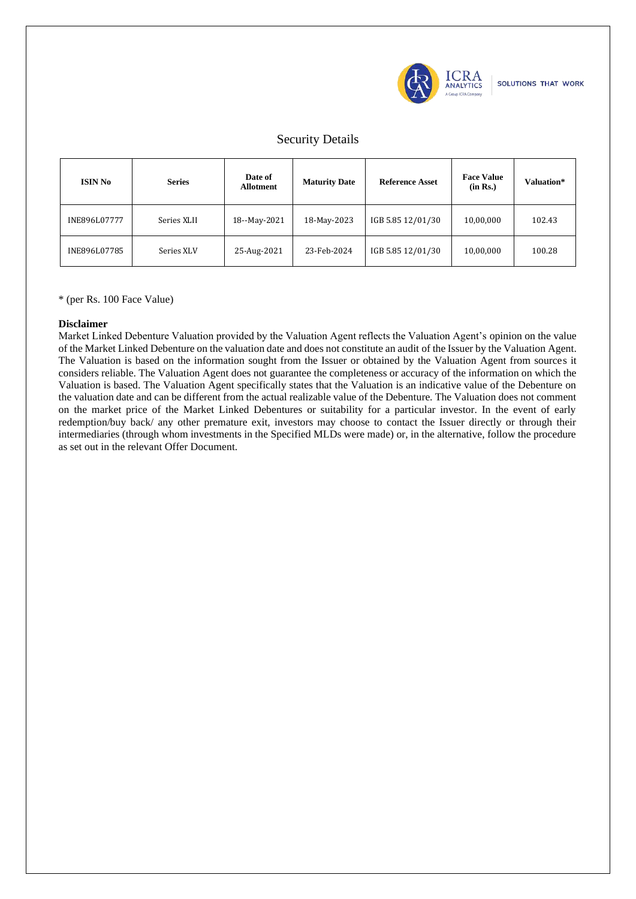## Security Details

| ISIN No | Series | Date of Allotment | Maturity Date | Reference Asset | Face Value (in Rs.) | Valuation* |
|---|---|---|---|---|---|---|
| INE896L07777 | Series XLII | 18--May-2021 | 18-May-2023 | IGB 5.85 12/01/30 | 10,00,000 | 102.43 |
| INE896L07785 | Series XLV | 25-Aug-2021 | 23-Feb-2024 | IGB 5.85 12/01/30 | 10,00,000 | 100.28 |

* (per Rs. 100 Face Value)

**Disclaimer**

Market Linked Debenture Valuation provided by the Valuation Agent reflects the Valuation Agent's opinion on the value of the Market Linked Debenture on the valuation date and does not constitute an audit of the Issuer by the Valuation Agent. The Valuation is based on the information sought from the Issuer or obtained by the Valuation Agent from sources it considers reliable. The Valuation Agent does not guarantee the completeness or accuracy of the information on which the Valuation is based. The Valuation Agent specifically states that the Valuation is an indicative value of the Debenture on the valuation date and can be different from the actual realizable value of the Debenture. The Valuation does not comment on the market price of the Market Linked Debentures or suitability for a particular investor. In the event of early redemption/buy back/ any other premature exit, investors may choose to contact the Issuer directly or through their intermediaries (through whom investments in the Specified MLDs were made) or, in the alternative, follow the procedure as set out in the relevant Offer Document.